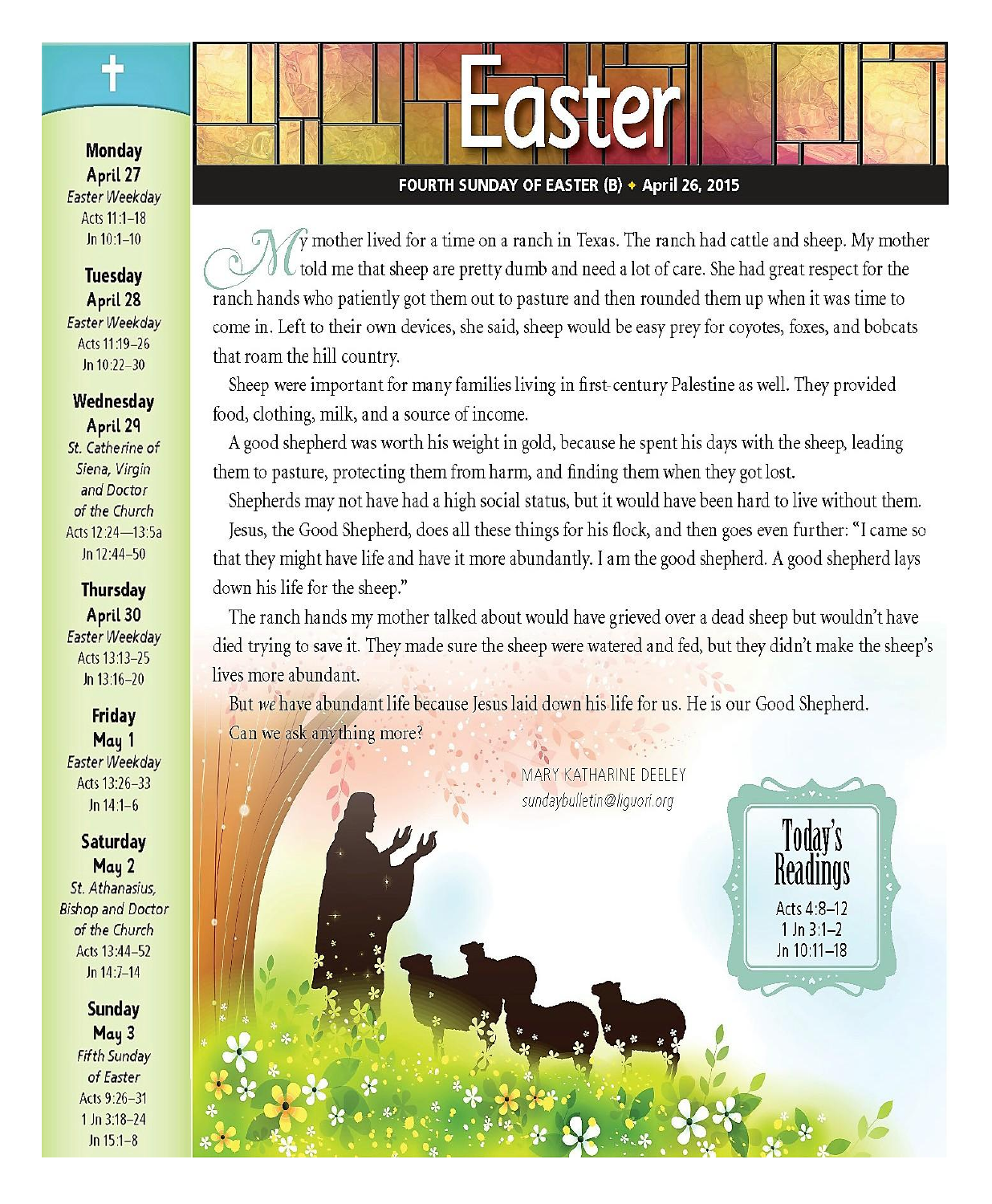# Easter

**FOURTH SUNDAY OF EASTER (B) ✦ April 26, 2015**

My mother lived for a time on a ranch in Texas. The ranch had cattle and sheep. My mother told me that sheep are pretty dumb and need a lot of care. She had great respect for the ranch hands who patiently got them out to pasture and then rounded them up when it was time to come in. Left to their own devices, she said, sheep would be easy prey for coyotes, foxes, and bobcats that roam the hill country.

Sheep were important for many families living in first-century Palestine as well. They provided food, clothing, milk, and a source of income.

A good shepherd was worth his weight in gold, because he spent his days with the sheep, leading them to pasture, protecting them from harm, and finding them when they got lost.

Shepherds may not have had a high social status, but it would have been hard to live without them.

Jesus, the Good Shepherd, does all these things for his flock, and then goes even further: "I came so that they might have life and have it more abundantly. I am the good shepherd. A good shepherd lays down his life for the sheep."

The ranch hands my mother talked about would have grieved over a dead sheep but wouldn't have died trying to save it. They made sure the sheep were watered and fed, but they didn't make the sheep's lives more abundant.

But *we* have abundant life because Jesus laid down his life for us. He is our Good Shepherd.

Can we ask anything more?

MARY KATHARINE DEELEY
*sundaybulletin@liguori.org*

## Today's Readings

Acts 4:8–12
1 Jn 3:1–2
Jn 10:11–18

---

**Monday April 27**
*Easter Weekday*
Acts 11:1–18
Jn 10:1–10

**Tuesday April 28**
*Easter Weekday*
Acts 11:19–26
Jn 10:22–30

**Wednesday April 29**
*St. Catherine of Siena, Virgin and Doctor of the Church*
Acts 12:24—13:5a
Jn 12:44–50

**Thursday April 30**
*Easter Weekday*
Acts 13:13–25
Jn 13:16–20

**Friday May 1**
*Easter Weekday*
Acts 13:26–33
Jn 14:1–6

**Saturday May 2**
*St. Athanasius, Bishop and Doctor of the Church*
Acts 13:44–52
Jn 14:7–14

**Sunday May 3**
*Fifth Sunday of Easter*
Acts 9:26–31
1 Jn 3:18–24
Jn 15:1–8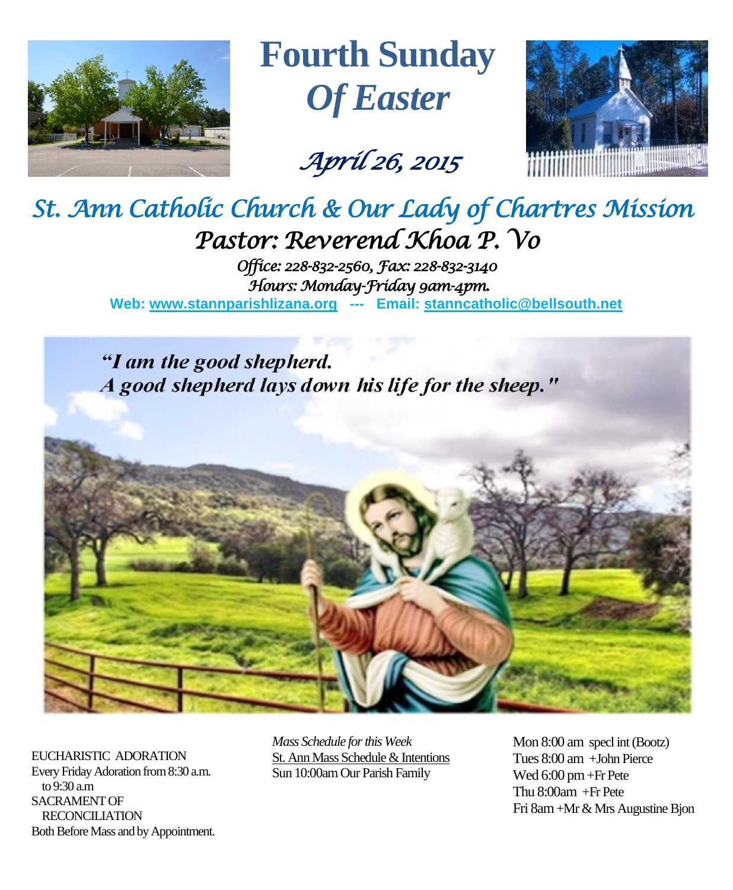# Fourth Sunday *Of Easter*

*April 26, 2015*

## *St. Ann Catholic Church & Our Lady of Chartres Mission*

### *Pastor: Reverend Khoa P. Vo*

*Office: 228-832-2560, Fax: 228-832-3140*
*Hours: Monday-Friday 9am-4pm.*

**Web: www.stannparishlizana.org --- Email: stanncatholic@bellsouth.net**

*"I am the good shepherd. A good shepherd lays down his life for the sheep."*

EUCHARISTIC ADORATION
Every Friday Adoration from 8:30 a.m. to 9:30 a.m
SACRAMENT OF RECONCILIATION
Both Before Mass and by Appointment.

*Mass Schedule for this Week*
St. Ann Mass Schedule & Intentions
Sun 10:00am Our Parish Family

Mon 8:00 am specl int (Bootz)
Tues 8:00 am +John Pierce
Wed 6:00 pm +Fr Pete
Thu 8:00am +Fr Pete
Fri 8am +Mr & Mrs Augustine Bjon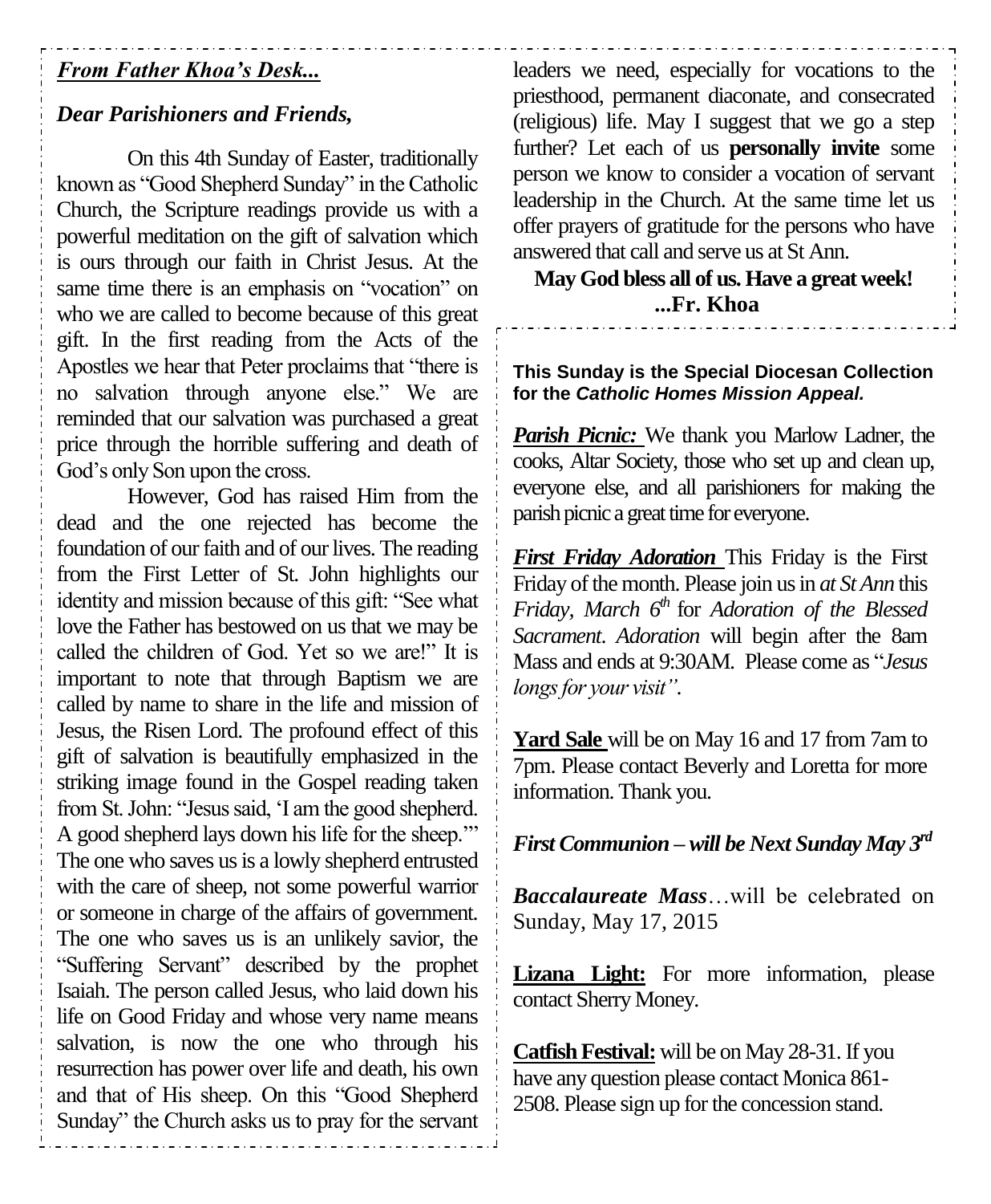***From Father Khoa's Desk...***

***Dear Parishioners and Friends,***

On this 4th Sunday of Easter, traditionally known as "Good Shepherd Sunday" in the Catholic Church, the Scripture readings provide us with a powerful meditation on the gift of salvation which is ours through our faith in Christ Jesus. At the same time there is an emphasis on "vocation" on who we are called to become because of this great gift. In the first reading from the Acts of the Apostles we hear that Peter proclaims that "there is no salvation through anyone else." We are reminded that our salvation was purchased a great price through the horrible suffering and death of God's only Son upon the cross.

However, God has raised Him from the dead and the one rejected has become the foundation of our faith and of our lives. The reading from the First Letter of St. John highlights our identity and mission because of this gift: "See what love the Father has bestowed on us that we may be called the children of God. Yet so we are!" It is important to note that through Baptism we are called by name to share in the life and mission of Jesus, the Risen Lord. The profound effect of this gift of salvation is beautifully emphasized in the striking image found in the Gospel reading taken from St. John: "Jesus said, 'I am the good shepherd. A good shepherd lays down his life for the sheep.'" The one who saves us is a lowly shepherd entrusted with the care of sheep, not some powerful warrior or someone in charge of the affairs of government. The one who saves us is an unlikely savior, the "Suffering Servant" described by the prophet Isaiah. The person called Jesus, who laid down his life on Good Friday and whose very name means salvation, is now the one who through his resurrection has power over life and death, his own and that of His sheep. On this "Good Shepherd Sunday" the Church asks us to pray for the servant leaders we need, especially for vocations to the priesthood, permanent diaconate, and consecrated (religious) life. May I suggest that we go a step further? Let each of us **personally invite** some person we know to consider a vocation of servant leadership in the Church. At the same time let us offer prayers of gratitude for the persons who have answered that call and serve us at St Ann.

**May God bless all of us. Have a great week!**
**...Fr. Khoa**

**This Sunday is the Special Diocesan Collection for the *Catholic Homes Mission Appeal.***

***Parish Picnic:*** We thank you Marlow Ladner, the cooks, Altar Society, those who set up and clean up, everyone else, and all parishioners for making the parish picnic a great time for everyone.

***First Friday Adoration*** This Friday is the First Friday of the month. Please join us in *at St Ann* this *Friday, March 6th* for *Adoration of the Blessed Sacrament*. *Adoration* will begin after the 8am Mass and ends at 9:30AM. Please come as "*Jesus longs for your visit"*.

**Yard Sale** will be on May 16 and 17 from 7am to 7pm. Please contact Beverly and Loretta for more information. Thank you.

***First Communion – will be Next Sunday May 3rd***

***Baccalaureate Mass***…will be celebrated on Sunday, May 17, 2015

**Lizana Light:** For more information, please contact Sherry Money.

**Catfish Festival:** will be on May 28-31. If you have any question please contact Monica 861-2508. Please sign up for the concession stand.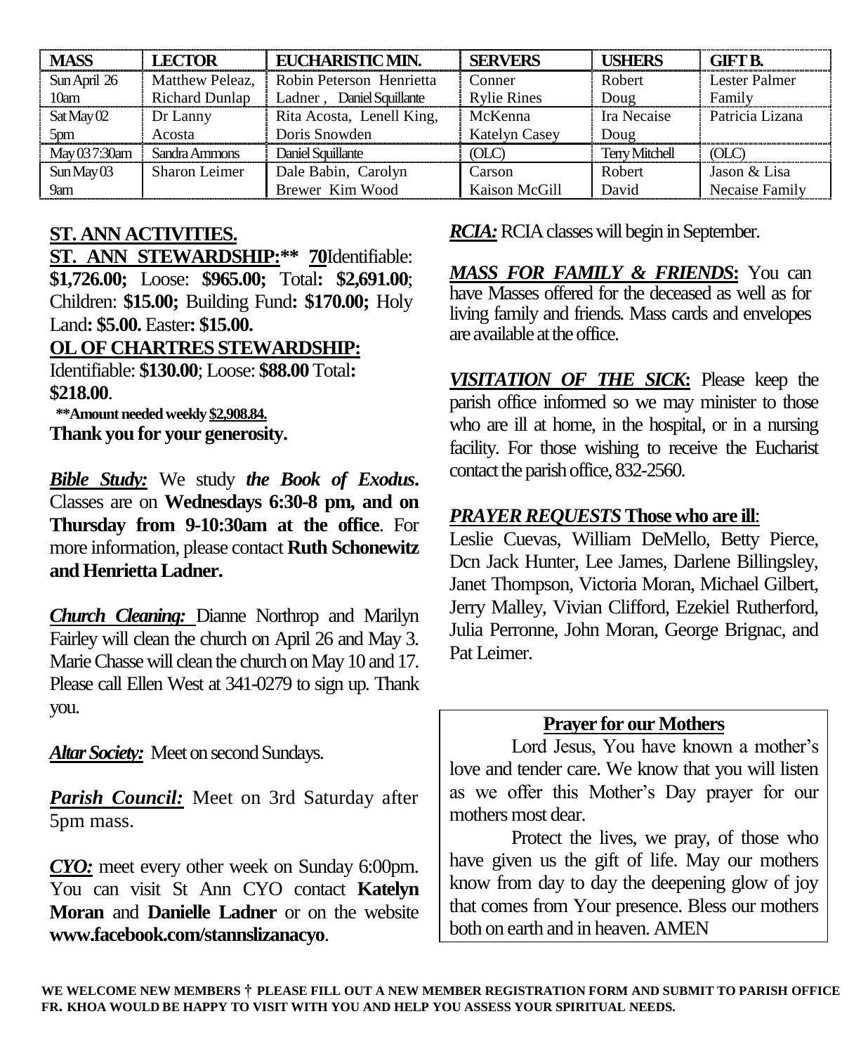| MASS | LECTOR | EUCHARISTIC MIN. | SERVERS | USHERS | GIFT B. |
|---|---|---|---|---|---|
| Sun April 26 10am | Matthew Peleaz, Richard Dunlap | Robin Peterson Henrietta Ladner , Daniel Squillante | Conner Rylie Rines | Robert Doug | Lester Palmer Family |
| Sat May 02 5pm | Dr Lanny Acosta | Rita Acosta, Lenell King, Doris Snowden | McKenna Katelyn Casey | Ira Necaise Doug | Patricia Lizana |
| May 03 7:30am | Sandra Ammons | Daniel Squillante | (OLC) | Terry Mitchell | (OLC) |
| Sun May 03 9am | Sharon Leimer | Dale Babin, Carolyn Brewer Kim Wood | Carson Kaison McGill | Robert David | Jason & Lisa Necaise Family |

**ST. ANN ACTIVITIES.**

**ST. ANN STEWARDSHIP:\*\* 70**Identifiable: **$1,726.00;** Loose: **$965.00;** Total**: $2,691.00**; Children: **$15.00;** Building Fund**: $170.00;** Holy Land**: $5.00.** Easter**: $15.00.**

**OL OF CHARTRES STEWARDSHIP:**

Identifiable: **$130.00**; Loose: **$88.00** Total**: $218.00**.

**\*\*Amount needed weekly $2,908.84.**

**Thank you for your generosity.**

***Bible Study:*** We study ***the Book of Exodus.*** Classes are on **Wednesdays 6:30-8 pm, and on Thursday from 9-10:30am at the office**. For more information, please contact **Ruth Schonewitz and Henrietta Ladner.**

***Church Cleaning:*** Dianne Northrop and Marilyn Fairley will clean the church on April 26 and May 3. Marie Chasse will clean the church on May 10 and 17. Please call Ellen West at 341-0279 to sign up. Thank you.

***Altar Society:*** Meet on second Sundays.

***Parish Council:*** Meet on 3rd Saturday after 5pm mass.

***CYO:*** meet every other week on Sunday 6:00pm. You can visit St Ann CYO contact **Katelyn Moran** and **Danielle Ladner** or on the website **www.facebook.com/stannslizanacyo**.

***RCIA:*** RCIA classes will begin in September.

***MASS FOR FAMILY & FRIENDS*****:** You can have Masses offered for the deceased as well as for living family and friends. Mass cards and envelopes are available at the office.

***VISITATION OF THE SICK*****:** Please keep the parish office informed so we may minister to those who are ill at home, in the hospital, or in a nursing facility. For those wishing to receive the Eucharist contact the parish office, 832-2560.

***PRAYER REQUESTS* Those who are ill**:

Leslie Cuevas, William DeMello, Betty Pierce, Dcn Jack Hunter, Lee James, Darlene Billingsley, Janet Thompson, Victoria Moran, Michael Gilbert, Jerry Malley, Vivian Clifford, Ezekiel Rutherford, Julia Perronne, John Moran, George Brignac, and Pat Leimer.

**Prayer for our Mothers**

Lord Jesus, You have known a mother's love and tender care. We know that you will listen as we offer this Mother's Day prayer for our mothers most dear.

Protect the lives, we pray, of those who have given us the gift of life. May our mothers know from day to day the deepening glow of joy that comes from Your presence. Bless our mothers both on earth and in heaven. AMEN

**WE WELCOME NEW MEMBERS † PLEASE FILL OUT A NEW MEMBER REGISTRATION FORM AND SUBMIT TO PARISH OFFICE FR. KHOA WOULD BE HAPPY TO VISIT WITH YOU AND HELP YOU ASSESS YOUR SPIRITUAL NEEDS.**